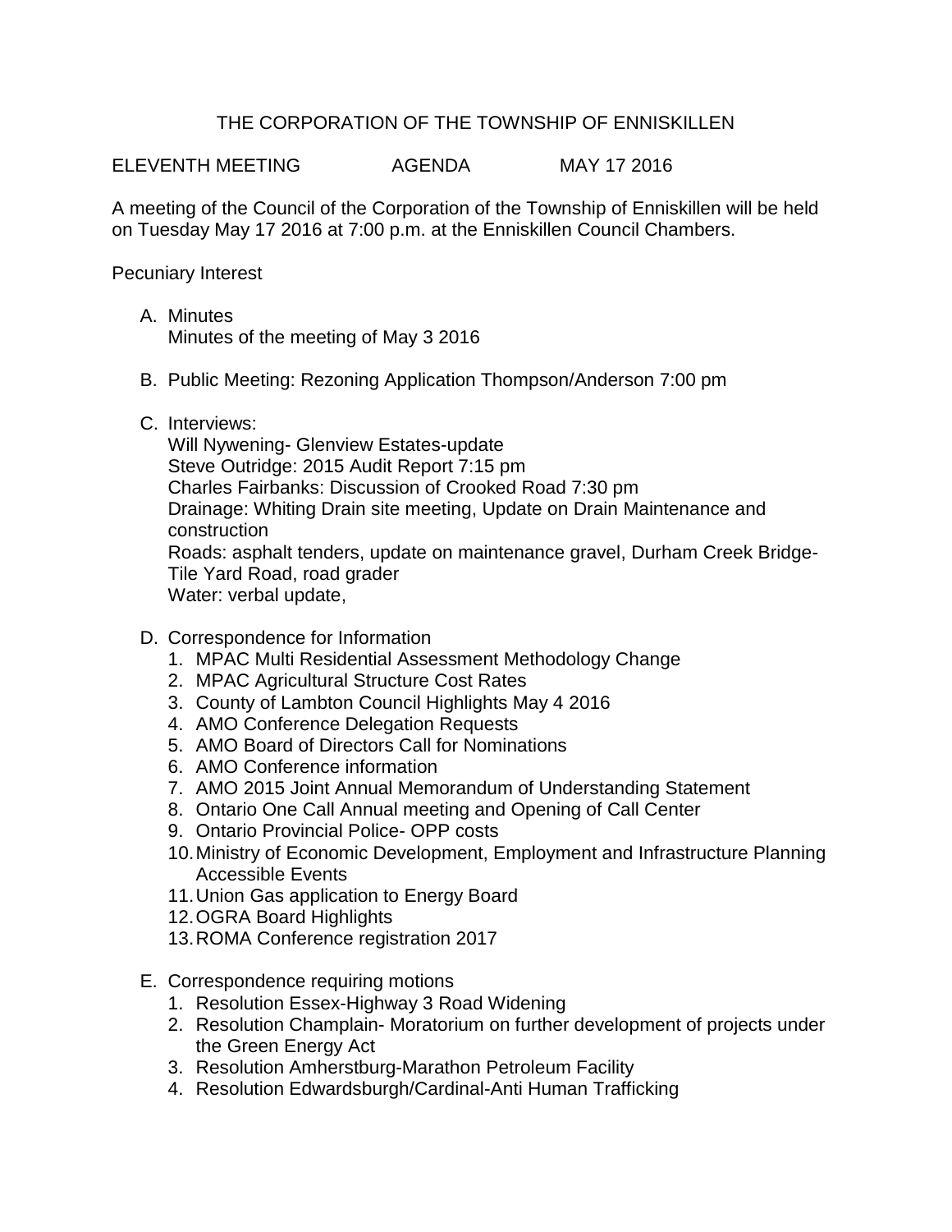# THE CORPORATION OF THE TOWNSHIP OF ENNISKILLEN

ELEVENTH MEETING AGENDA MAY 17 2016

A meeting of the Council of the Corporation of the Township of Enniskillen will be held on Tuesday May 17 2016 at 7:00 p.m. at the Enniskillen Council Chambers.

Pecuniary Interest

A. Minutes
   Minutes of the meeting of May 3 2016

B. Public Meeting: Rezoning Application Thompson/Anderson 7:00 pm

C. Interviews:
   Will Nywening- Glenview Estates-update
   Steve Outridge: 2015 Audit Report 7:15 pm
   Charles Fairbanks: Discussion of Crooked Road 7:30 pm
   Drainage: Whiting Drain site meeting, Update on Drain Maintenance and construction
   Roads: asphalt tenders, update on maintenance gravel, Durham Creek Bridge-Tile Yard Road, road grader
   Water: verbal update,

D. Correspondence for Information
   1. MPAC Multi Residential Assessment Methodology Change
   2. MPAC Agricultural Structure Cost Rates
   3. County of Lambton Council Highlights May 4 2016
   4. AMO Conference Delegation Requests
   5. AMO Board of Directors Call for Nominations
   6. AMO Conference information
   7. AMO 2015 Joint Annual Memorandum of Understanding Statement
   8. Ontario One Call Annual meeting and Opening of Call Center
   9. Ontario Provincial Police- OPP costs
   10. Ministry of Economic Development, Employment and Infrastructure Planning Accessible Events
   11. Union Gas application to Energy Board
   12. OGRA Board Highlights
   13. ROMA Conference registration 2017

E. Correspondence requiring motions
   1. Resolution Essex-Highway 3 Road Widening
   2. Resolution Champlain- Moratorium on further development of projects under the Green Energy Act
   3. Resolution Amherstburg-Marathon Petroleum Facility
   4. Resolution Edwardsburgh/Cardinal-Anti Human Trafficking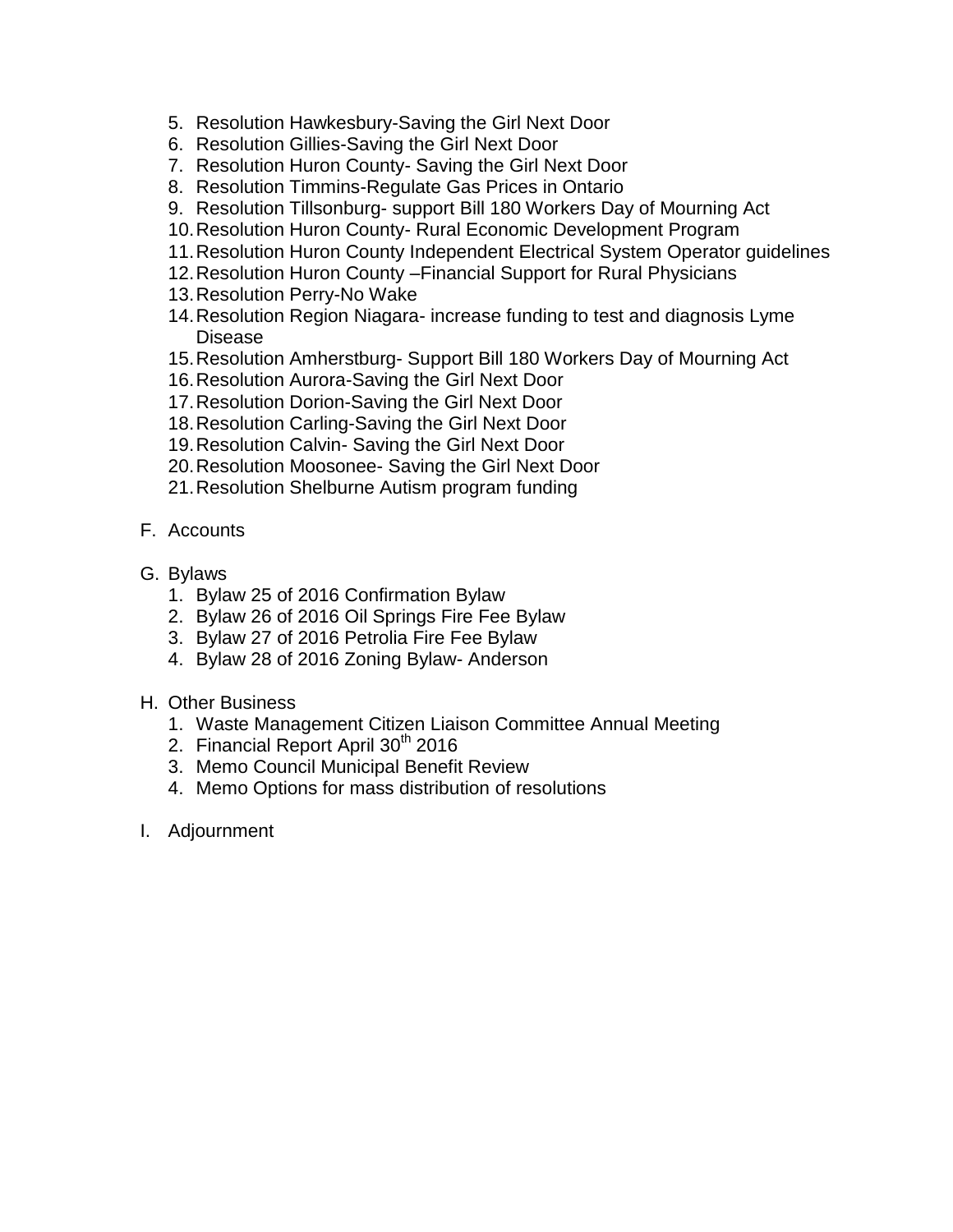5. Resolution Hawkesbury-Saving the Girl Next Door
6. Resolution Gillies-Saving the Girl Next Door
7. Resolution Huron County- Saving the Girl Next Door
8. Resolution Timmins-Regulate Gas Prices in Ontario
9. Resolution Tillsonburg- support Bill 180 Workers Day of Mourning Act
10. Resolution Huron County- Rural Economic Development Program
11. Resolution Huron County Independent Electrical System Operator guidelines
12. Resolution Huron County –Financial Support for Rural Physicians
13. Resolution Perry-No Wake
14. Resolution Region Niagara- increase funding to test and diagnosis Lyme Disease
15. Resolution Amherstburg- Support Bill 180 Workers Day of Mourning Act
16. Resolution Aurora-Saving the Girl Next Door
17. Resolution Dorion-Saving the Girl Next Door
18. Resolution Carling-Saving the Girl Next Door
19. Resolution Calvin- Saving the Girl Next Door
20. Resolution Moosonee- Saving the Girl Next Door
21. Resolution Shelburne Autism program funding

F. Accounts

G. Bylaws
   1. Bylaw 25 of 2016 Confirmation Bylaw
   2. Bylaw 26 of 2016 Oil Springs Fire Fee Bylaw
   3. Bylaw 27 of 2016 Petrolia Fire Fee Bylaw
   4. Bylaw 28 of 2016 Zoning Bylaw- Anderson

H. Other Business
   1. Waste Management Citizen Liaison Committee Annual Meeting
   2. Financial Report April 30th 2016
   3. Memo Council Municipal Benefit Review
   4. Memo Options for mass distribution of resolutions

I. Adjournment